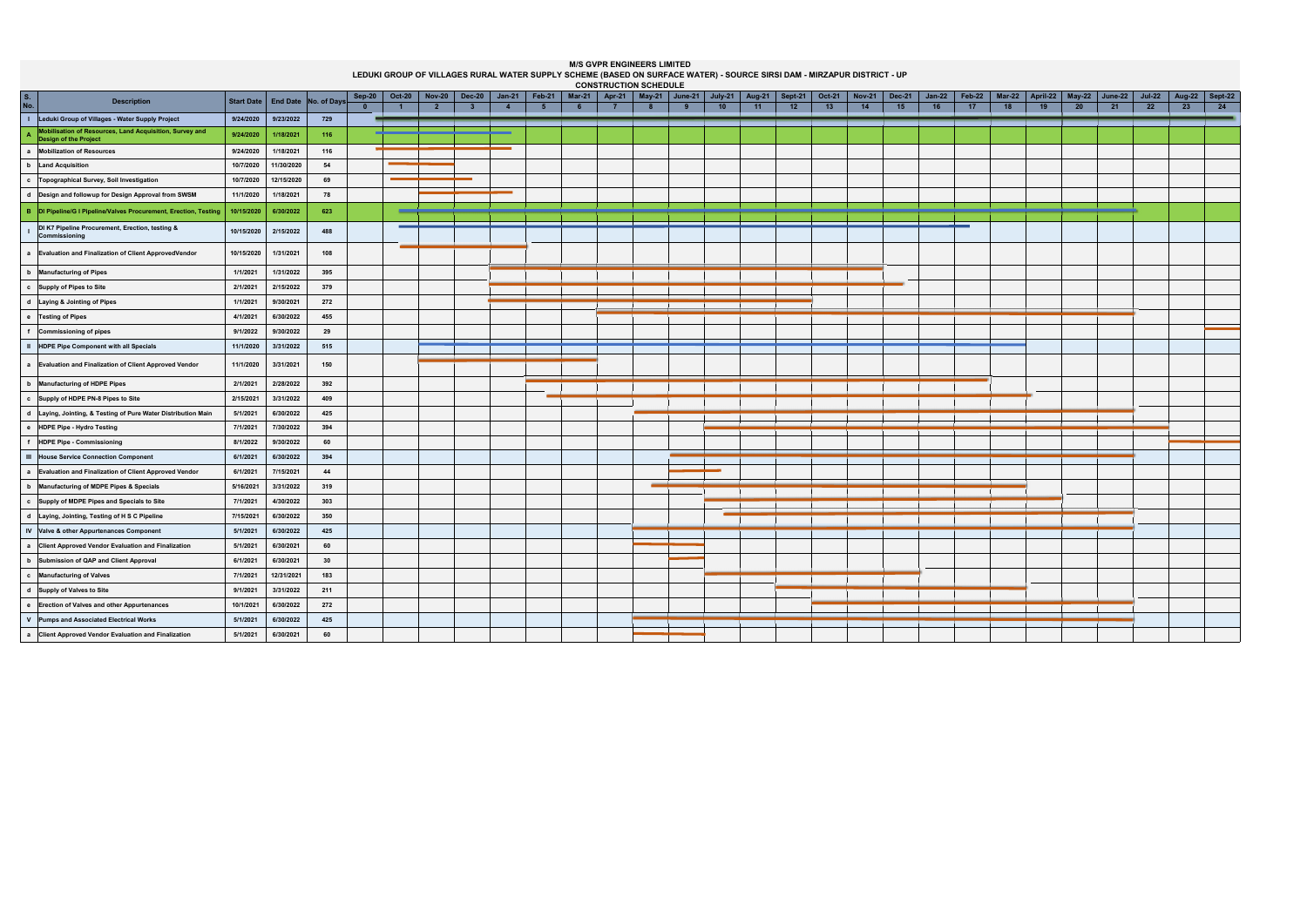# M/S GVPR ENGINEERS LIMITED

## LEDUKI GROUP OF VILLAGES RURAL WATER SUPPLY SCHEME (BASED ON SURFACE WATER) - SOURCE SIRSI DAM - MIRZAPUR DISTRICT - UP

### CONSTRUCTION SCHEDULE

| S. No. | Description | Start Date | End Date | No. of Days |
|---|---|---|---|---|
| I | Leduki Group of Villages - Water Supply Project | 9/24/2020 | 9/23/2022 | 729 |
| A | Mobilisation of Resources, Land Acquisition, Survey and Design of the Project | 9/24/2020 | 1/18/2021 | 116 |
| a | Mobilization of Resources | 9/24/2020 | 1/18/2021 | 116 |
| b | Land Acquisition | 10/7/2020 | 11/30/2020 | 54 |
| c | Topographical Survey, Soil Investigation | 10/7/2020 | 12/15/2020 | 69 |
| d | Design and followup for Design Approval from SWSM | 11/1/2020 | 1/18/2021 | 78 |
| B | DI Pipeline/G I Pipeline/Valves Procurement, Erection, Testing | 10/15/2020 | 6/30/2022 | 623 |
| I | DI K7 Pipeline Procurement, Erection, testing & Commissioning | 10/15/2020 | 2/15/2022 | 488 |
| a | Evaluation and Finalization of Client ApprovedVendor | 10/15/2020 | 1/31/2021 | 108 |
| b | Manufacturing of Pipes | 1/1/2021 | 1/31/2022 | 395 |
| c | Supply of Pipes to Site | 2/1/2021 | 2/15/2022 | 379 |
| d | Laying & Jointing of Pipes | 1/1/2021 | 9/30/2021 | 272 |
| e | Testing of Pipes | 4/1/2021 | 6/30/2022 | 455 |
| f | Commissioning of pipes | 9/1/2022 | 9/30/2022 | 29 |
| II | HDPE Pipe Component with all Specials | 11/1/2020 | 3/31/2022 | 515 |
| a | Evaluation and Finalization of Client Approved Vendor | 11/1/2020 | 3/31/2021 | 150 |
| b | Manufacturing of HDPE Pipes | 2/1/2021 | 2/28/2022 | 392 |
| c | Supply of HDPE PN-8 Pipes to Site | 2/15/2021 | 3/31/2022 | 409 |
| d | Laying, Jointing, & Testing of Pure Water Distribution Main | 5/1/2021 | 6/30/2022 | 425 |
| e | HDPE Pipe - Hydro Testing | 7/1/2021 | 7/30/2022 | 394 |
| f | HDPE Pipe - Commissioning | 8/1/2022 | 9/30/2022 | 60 |
| III | House Service Connection Component | 6/1/2021 | 6/30/2022 | 394 |
| a | Evaluation and Finalization of Client Approved Vendor | 6/1/2021 | 7/15/2021 | 44 |
| b | Manufacturing of MDPE Pipes & Specials | 5/16/2021 | 3/31/2022 | 319 |
| c | Supply of MDPE Pipes and Specials to Site | 7/1/2021 | 4/30/2022 | 303 |
| d | Laying, Jointing, Testing of H S C Pipeline | 7/15/2021 | 6/30/2022 | 350 |
| IV | Valve & other Appurtenances Component | 5/1/2021 | 6/30/2022 | 425 |
| a | Client Approved Vendor Evaluation and Finalization | 5/1/2021 | 6/30/2021 | 60 |
| b | Submission of QAP and Client Approval | 6/1/2021 | 6/30/2021 | 30 |
| c | Manufacturing of Valves | 7/1/2021 | 12/31/2021 | 183 |
| d | Supply of Valves to Site | 9/1/2021 | 3/31/2022 | 211 |
| e | Erection of Valves and other Appurtenances | 10/1/2021 | 6/30/2022 | 272 |
| V | Pumps and Associated Electrical Works | 5/1/2021 | 6/30/2022 | 425 |
| a | Client Approved Vendor Evaluation and Finalization | 5/1/2021 | 6/30/2021 | 60 |

Timeline columns: Sep-20 (0), Oct-20 (1), Nov-20 (2), Dec-20 (3), Jan-21 (4), Feb-21 (5), Mar-21 (6), Apr-21 (7), May-21 (8), June-21 (9), July-21 (10), Aug-21 (11), Sept-21 (12), Oct-21 (13), Nov-21 (14), Dec-21 (15), Jan-22 (16), Feb-22 (17), Mar-22 (18), April-22 (19), May-22 (20), June-22 (21), Jul-22 (22), Aug-22 (23), Sept-22 (24)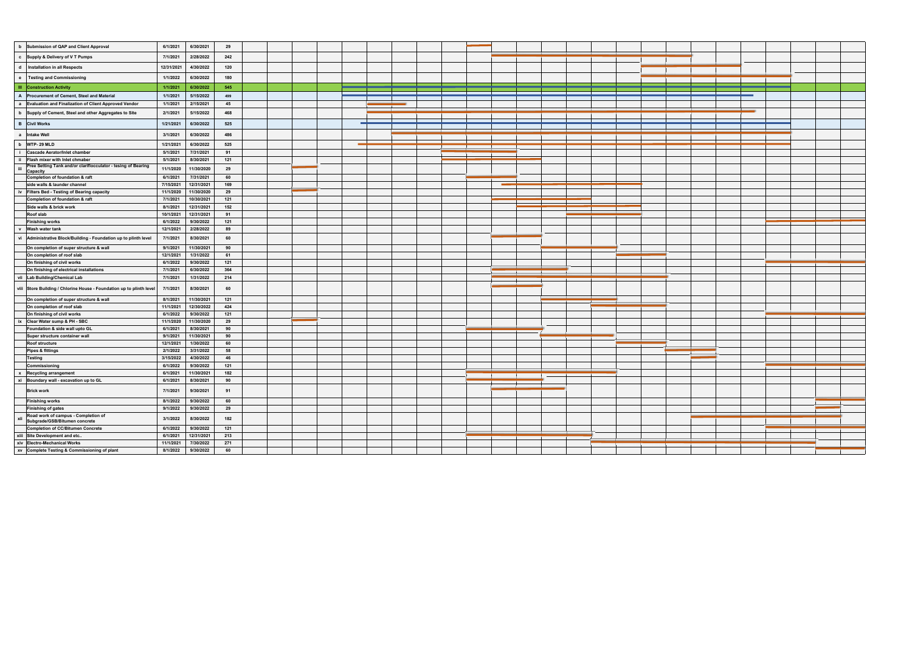| | Activity | Start | End | Days |
|---|---|---|---|---|
| b | Submission of QAP and Client Approval | 6/1/2021 | 6/30/2021 | 29 |
| c | Supply & Delivery of V T Pumps | 7/1/2021 | 2/28/2022 | 242 |
| d | Installation in all Respects | 12/31/2021 | 4/30/2022 | 120 |
| e | Testing and Commissioning | 1/1/2022 | 6/30/2022 | 180 |
| III | Construction Activity | 1/1/2021 | 6/30/2022 | 545 |
| A | Procurement of Cement, Steel and Material | 1/1/2021 | 5/15/2022 | 499 |
| a | Evaluation and Finalization of Client Approved Vendor | 1/1/2021 | 2/15/2021 | 45 |
| b | Supply of Cement, Steel and other Aggregates to Site | 2/1/2021 | 5/15/2022 | 468 |
| B | Civil Works | 1/21/2021 | 6/30/2022 | 525 |
| a | Intake Well | 3/1/2021 | 6/30/2022 | 486 |
| b | WTP- 29 MLD | 1/21/2021 | 6/30/2022 | 525 |
| i | Cascade Aerator/Inlet chamber | 5/1/2021 | 7/31/2021 | 91 |
| ii | Flash mixer with Inlet chmaber | 5/1/2021 | 8/30/2021 | 121 |
| iii | Pree Setting Tank and/or clariflocculator - tesing of Bearing Capacity | 11/1/2020 | 11/30/2020 | 29 |
| | Completion of foundation & raft | 6/1/2021 | 7/31/2021 | 60 |
| | side walls & launder channel | 7/15/2021 | 12/31/2021 | 169 |
| iv | Filters Bed - Testing of Bearing capacity | 11/1/2020 | 11/30/2020 | 29 |
| | Completion of foundation & raft | 7/1/2021 | 10/30/2021 | 121 |
| | Side walls & brick work | 8/1/2021 | 12/31/2021 | 152 |
| | Roof slab | 10/1/2021 | 12/31/2021 | 91 |
| | Finishing works | 6/1/2022 | 9/30/2022 | 121 |
| v | Wash water tank | 12/1/2021 | 2/28/2022 | 89 |
| vi | Administrative Block/Building - Foundation up to plinth level | 7/1/2021 | 8/30/2021 | 60 |
| | On completion of super structure & wall | 9/1/2021 | 11/30/2021 | 90 |
| | On completion of roof slab | 12/1/2021 | 1/31/2022 | 61 |
| | On finishing of civil works | 6/1/2022 | 9/30/2022 | 121 |
| | On finishing of electrical installations | 7/1/2021 | 6/30/2022 | 364 |
| vii | Lab Building/Chemical Lab | 7/1/2021 | 1/31/2022 | 214 |
| viii | Store Building / Chlorine House - Foundation up to plinth level | 7/1/2021 | 8/30/2021 | 60 |
| | On completion of super structure & wall | 8/1/2021 | 11/30/2021 | 121 |
| | On completion of roof slab | 11/1/2021 | 12/30/2022 | 424 |
| | On finishing of civil works | 6/1/2022 | 9/30/2022 | 121 |
| ix | Clear Water sump & PH - SBC | 11/1/2020 | 11/30/2020 | 29 |
| | Foundation & side wall upto GL | 6/1/2021 | 8/30/2021 | 90 |
| | Super structure container wall | 9/1/2021 | 11/30/2021 | 90 |
| | Roof structure | 12/1/2021 | 1/30/2022 | 60 |
| | Pipes & fittings | 2/1/2022 | 3/31/2022 | 58 |
| | Testing | 3/15/2022 | 4/30/2022 | 46 |
| | Commissioning | 6/1/2022 | 9/30/2022 | 121 |
| x | Recycling arrangement | 6/1/2021 | 11/30/2021 | 182 |
| xi | Boundary wall - excavation up to GL | 6/1/2021 | 8/30/2021 | 90 |
| | Brick work | 7/1/2021 | 9/30/2021 | 91 |
| | Finishing works | 8/1/2022 | 9/30/2022 | 60 |
| | Finishing of gates | 9/1/2022 | 9/30/2022 | 29 |
| xii | Road work of campus - Completion of Subgrade/GSB/Bitumen concrete | 3/1/2022 | 8/30/2022 | 182 |
| | Completion of CC/Bitumen Concrete | 6/1/2022 | 9/30/2022 | 121 |
| xiii | Site Development and etc.. | 6/1/2021 | 12/31/2021 | 213 |
| xiv | Electro-Mechanical Works | 11/1/2021 | 7/30/2022 | 271 |
| xv | Complete Testing & Commissioning of plant | 8/1/2022 | 9/30/2022 | 60 |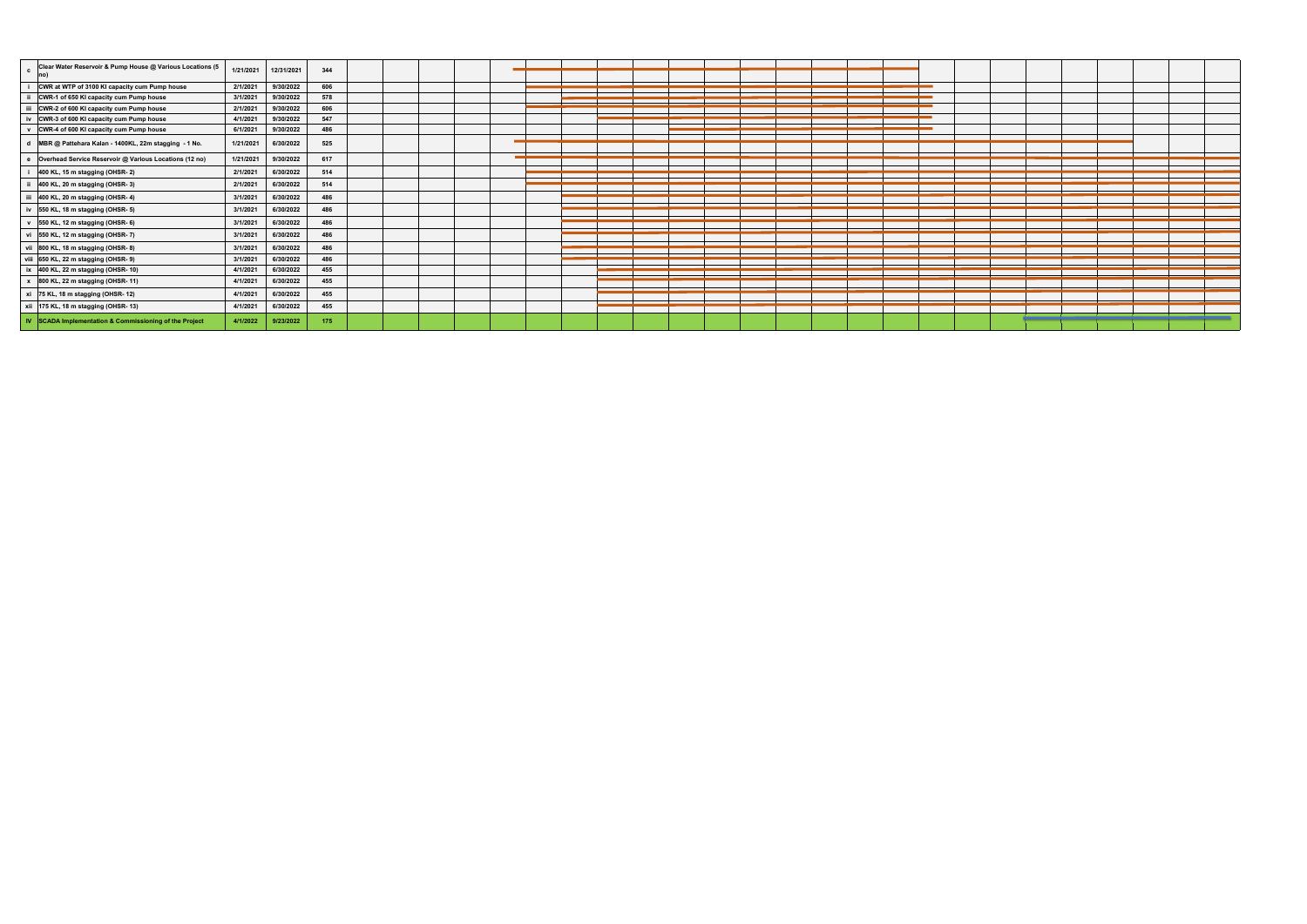| | | | | |
|---|---|---|---|---|
| c | Clear Water Reservoir & Pump House @ Various Locations (5 no) | 1/21/2021 | 12/31/2021 | 344 |
| i | CWR at WTP of 3100 Kl capacity cum Pump house | 2/1/2021 | 9/30/2022 | 606 |
| ii | CWR-1 of 650 Kl capacity cum Pump house | 3/1/2021 | 9/30/2022 | 578 |
| iii | CWR-2 of 600 Kl capacity cum Pump house | 2/1/2021 | 9/30/2022 | 606 |
| iv | CWR-3 of 600 Kl capacity cum Pump house | 4/1/2021 | 9/30/2022 | 547 |
| v | CWR-4 of 600 Kl capacity cum Pump house | 6/1/2021 | 9/30/2022 | 486 |
| d | MBR @ Pattehara Kalan - 1400KL, 22m stagging - 1 No. | 1/21/2021 | 6/30/2022 | 525 |
| e | Overhead Service Reservoir @ Various Locations (12 no) | 1/21/2021 | 9/30/2022 | 617 |
| i | 400 KL, 15 m stagging (OHSR- 2) | 2/1/2021 | 6/30/2022 | 514 |
| ii | 400 KL, 20 m stagging (OHSR- 3) | 2/1/2021 | 6/30/2022 | 514 |
| iii | 400 KL, 20 m stagging (OHSR- 4) | 3/1/2021 | 6/30/2022 | 486 |
| iv | 550 KL, 18 m stagging (OHSR- 5) | 3/1/2021 | 6/30/2022 | 486 |
| v | 550 KL, 12 m stagging (OHSR- 6) | 3/1/2021 | 6/30/2022 | 486 |
| vi | 550 KL, 12 m stagging (OHSR- 7) | 3/1/2021 | 6/30/2022 | 486 |
| vii | 800 KL, 18 m stagging (OHSR- 8) | 3/1/2021 | 6/30/2022 | 486 |
| viii | 650 KL, 22 m stagging (OHSR- 9) | 3/1/2021 | 6/30/2022 | 486 |
| ix | 400 KL, 22 m stagging (OHSR- 10) | 4/1/2021 | 6/30/2022 | 455 |
| x | 800 KL, 22 m stagging (OHSR- 11) | 4/1/2021 | 6/30/2022 | 455 |
| xi | 75 KL, 18 m stagging (OHSR- 12) | 4/1/2021 | 6/30/2022 | 455 |
| xii | 175 KL, 18 m stagging (OHSR- 13) | 4/1/2021 | 6/30/2022 | 455 |
| IV | SCADA Implementation & Commissioning of the Project | 4/1/2022 | 9/23/2022 | 175 |